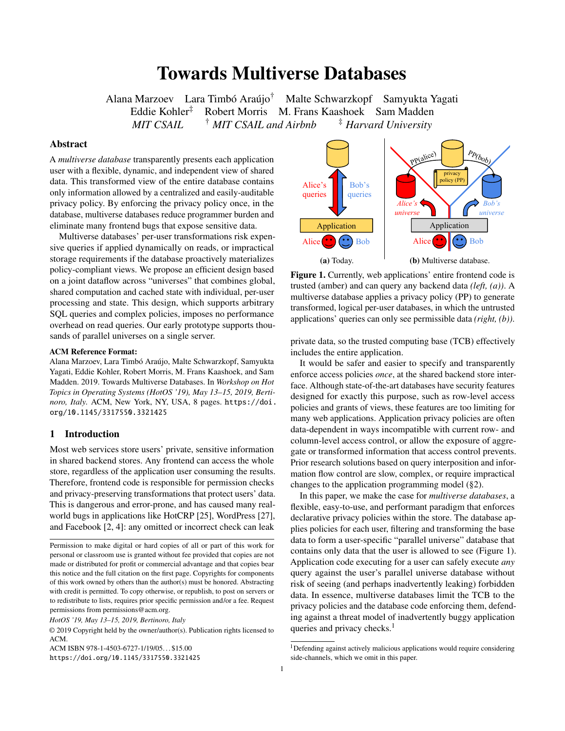# Towards Multiverse Databases

Alana Marzoev Lara Timbó Araújo[†] Malte Schwarzkopf Samyukta Yagati
Eddie Kohler[‡] Robert Morris M. Frans Kaashoek Sam Madden
*MIT CSAIL* [†] *MIT CSAIL and Airbnb* [‡] *Harvard University*

## Abstract

A *multiverse database* transparently presents each application user with a flexible, dynamic, and independent view of shared data. This transformed view of the entire database contains only information allowed by a centralized and easily-auditable privacy policy. By enforcing the privacy policy once, in the database, multiverse databases reduce programmer burden and eliminate many frontend bugs that expose sensitive data.

Multiverse databases' per-user transformations risk expensive queries if applied dynamically on reads, or impractical storage requirements if the database proactively materializes policy-compliant views. We propose an efficient design based on a joint dataflow across "universes" that combines global, shared computation and cached state with individual, per-user processing and state. This design, which supports arbitrary SQL queries and complex policies, imposes no performance overhead on read queries. Our early prototype supports thousands of parallel universes on a single server.

**ACM Reference Format:**
Alana Marzoev, Lara Timbó Araújo, Malte Schwarzkopf, Samyukta Yagati, Eddie Kohler, Robert Morris, M. Frans Kaashoek, and Sam Madden. 2019. Towards Multiverse Databases. In *Workshop on Hot Topics in Operating Systems (HotOS '19), May 13–15, 2019, Bertinoro, Italy.* ACM, New York, NY, USA, 8 pages. https://doi.org/10.1145/3317550.3321425

## 1 Introduction

Most web services store users' private, sensitive information in shared backend stores. Any frontend can access the whole store, regardless of the application user consuming the results. Therefore, frontend code is responsible for permission checks and privacy-preserving transformations that protect users' data. This is dangerous and error-prone, and has caused many real-world bugs in applications like HotCRP [25], WordPress [27], and Facebook [2, 4]: any omitted or incorrect check can leak private data, so the trusted computing base (TCB) effectively includes the entire application.

Permission to make digital or hard copies of all or part of this work for personal or classroom use is granted without fee provided that copies are not made or distributed for profit or commercial advantage and that copies bear this notice and the full citation on the first page. Copyrights for components of this work owned by others than the author(s) must be honored. Abstracting with credit is permitted. To copy otherwise, or republish, to post on servers or to redistribute to lists, requires prior specific permission and/or a fee. Request permissions from permissions@acm.org.

*HotOS '19, May 13–15, 2019, Bertinoro, Italy*

© 2019 Copyright held by the owner/author(s). Publication rights licensed to ACM.

ACM ISBN 978-1-4503-6727-1/19/05...$15.00

https://doi.org/10.1145/3317550.3321425

Alice's queries
Bob's queries
Application
Alice
Bob

**(a)** Today.

PP(alice)
PP(bob)
privacy policy (PP)
Alice's universe
Bob's universe
Application
Alice
Bob

**(b)** Multiverse database.

**Figure 1.** Currently, web applications' entire frontend code is trusted (amber) and can query any backend data *(left, (a))*. A multiverse database applies a privacy policy (PP) to generate transformed, logical per-user databases, in which the untrusted applications' queries can only see permissible data *(right, (b))*.

It would be safer and easier to specify and transparently enforce access policies *once*, at the shared backend store interface. Although state-of-the-art databases have security features designed for exactly this purpose, such as row-level access policies and grants of views, these features are too limiting for many web applications. Application privacy policies are often data-dependent in ways incompatible with current row- and column-level access control, or allow the exposure of aggregate or transformed information that access control prevents. Prior research solutions based on query interposition and information flow control are slow, complex, or require impractical changes to the application programming model (§2).

In this paper, we make the case for *multiverse databases*, a flexible, easy-to-use, and performant paradigm that enforces declarative privacy policies within the store. The database applies policies for each user, filtering and transforming the base data to form a user-specific "parallel universe" database that contains only data that the user is allowed to see (Figure 1). Application code executing for a user can safely execute *any* query against the user's parallel universe database without risk of seeing (and perhaps inadvertently leaking) forbidden data. In essence, multiverse databases limit the TCB to the privacy policies and the database code enforcing them, defending against a threat model of inadvertently buggy application queries and privacy checks.[1]

[1]Defending against actively malicious applications would require considering side-channels, which we omit in this paper.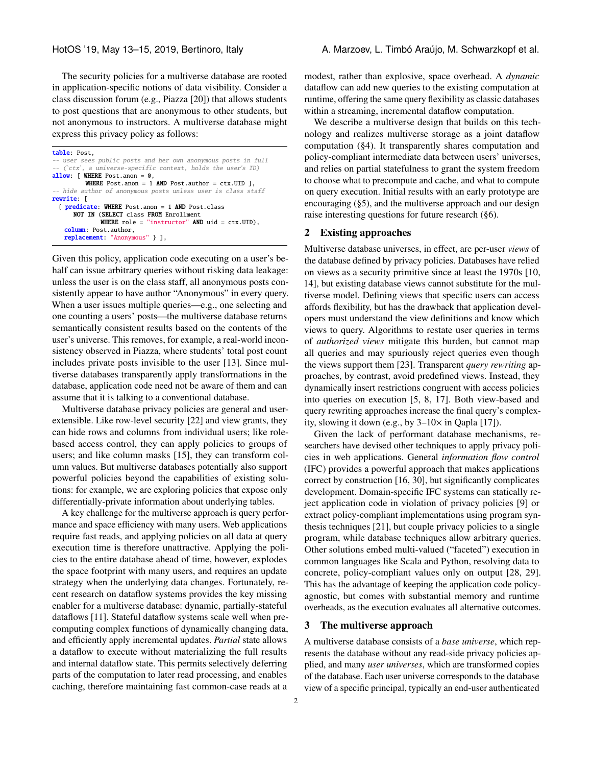The security policies for a multiverse database are rooted in application-specific notions of data visibility. Consider a class discussion forum (e.g., Piazza [20]) that allows students to post questions that are anonymous to other students, but not anonymous to instructors. A multiverse database might express this privacy policy as follows:

```
table: Post,
-- user sees public posts and her own anonymous posts in full
-- (`ctx`, a universe-specific context, holds the user's ID)
allow: [ WHERE Post.anon = 0,
         WHERE Post.anon = 1 AND Post.author = ctx.UID ],
-- hide author of anonymous posts unless user is class staff
rewrite: [
  { predicate: WHERE Post.anon = 1 AND Post.class
      NOT IN (SELECT class FROM Enrollment
              WHERE role = "instructor" AND uid = ctx.UID),
    column: Post.author,
    replacement: "Anonymous" } ],
```

Given this policy, application code executing on a user's behalf can issue arbitrary queries without risking data leakage: unless the user is on the class staff, all anonymous posts consistently appear to have author "Anonymous" in every query. When a user issues multiple queries—e.g., one selecting and one counting a users' posts—the multiverse database returns semantically consistent results based on the contents of the user's universe. This removes, for example, a real-world inconsistency observed in Piazza, where students' total post count includes private posts invisible to the user [13]. Since multiverse databases transparently apply transformations in the database, application code need not be aware of them and can assume that it is talking to a conventional database.

Multiverse database privacy policies are general and user-extensible. Like row-level security [22] and view grants, they can hide rows and columns from individual users; like role-based access control, they can apply policies to groups of users; and like column masks [15], they can transform column values. But multiverse databases potentially also support powerful policies beyond the capabilities of existing solutions: for example, we are exploring policies that expose only differentially-private information about underlying tables.

A key challenge for the multiverse approach is query performance and space efficiency with many users. Web applications require fast reads, and applying policies on all data at query execution time is therefore unattractive. Applying the policies to the entire database ahead of time, however, explodes the space footprint with many users, and requires an update strategy when the underlying data changes. Fortunately, recent research on dataflow systems provides the key missing enabler for a multiverse database: dynamic, partially-stateful dataflows [11]. Stateful dataflow systems scale well when precomputing complex functions of dynamically changing data, and efficiently apply incremental updates. *Partial* state allows a dataflow to execute without materializing the full results and internal dataflow state. This permits selectively deferring parts of the computation to later read processing, and enables caching, therefore maintaining fast common-case reads at a modest, rather than explosive, space overhead. A *dynamic* dataflow can add new queries to the existing computation at runtime, offering the same query flexibility as classic databases within a streaming, incremental dataflow computation.

We describe a multiverse design that builds on this technology and realizes multiverse storage as a joint dataflow computation (§4). It transparently shares computation and policy-compliant intermediate data between users' universes, and relies on partial statefulness to grant the system freedom to choose what to precompute and cache, and what to compute on query execution. Initial results with an early prototype are encouraging (§5), and the multiverse approach and our design raise interesting questions for future research (§6).

## 2 Existing approaches

Multiverse database universes, in effect, are per-user *views* of the database defined by privacy policies. Databases have relied on views as a security primitive since at least the 1970s [10, 14], but existing database views cannot substitute for the multiverse model. Defining views that specific users can access affords flexibility, but has the drawback that application developers must understand the view definitions and know which views to query. Algorithms to restate user queries in terms of *authorized views* mitigate this burden, but cannot map all queries and may spuriously reject queries even though the views support them [23]. Transparent *query rewriting* approaches, by contrast, avoid predefined views. Instead, they dynamically insert restrictions congruent with access policies into queries on execution [5, 8, 17]. Both view-based and query rewriting approaches increase the final query's complexity, slowing it down (e.g., by 3–10× in Qapla [17]).

Given the lack of performant database mechanisms, researchers have devised other techniques to apply privacy policies in web applications. General *information flow control* (IFC) provides a powerful approach that makes applications correct by construction [16, 30], but significantly complicates development. Domain-specific IFC systems can statically reject application code in violation of privacy policies [9] or extract policy-compliant implementations using program synthesis techniques [21], but couple privacy policies to a single program, while database techniques allow arbitrary queries. Other solutions embed multi-valued ("faceted") execution in common languages like Scala and Python, resolving data to concrete, policy-compliant values only on output [28, 29]. This has the advantage of keeping the application code policy-agnostic, but comes with substantial memory and runtime overheads, as the execution evaluates all alternative outcomes.

## 3 The multiverse approach

A multiverse database consists of a *base universe*, which represents the database without any read-side privacy policies applied, and many *user universes*, which are transformed copies of the database. Each user universe corresponds to the database view of a specific principal, typically an end-user authenticated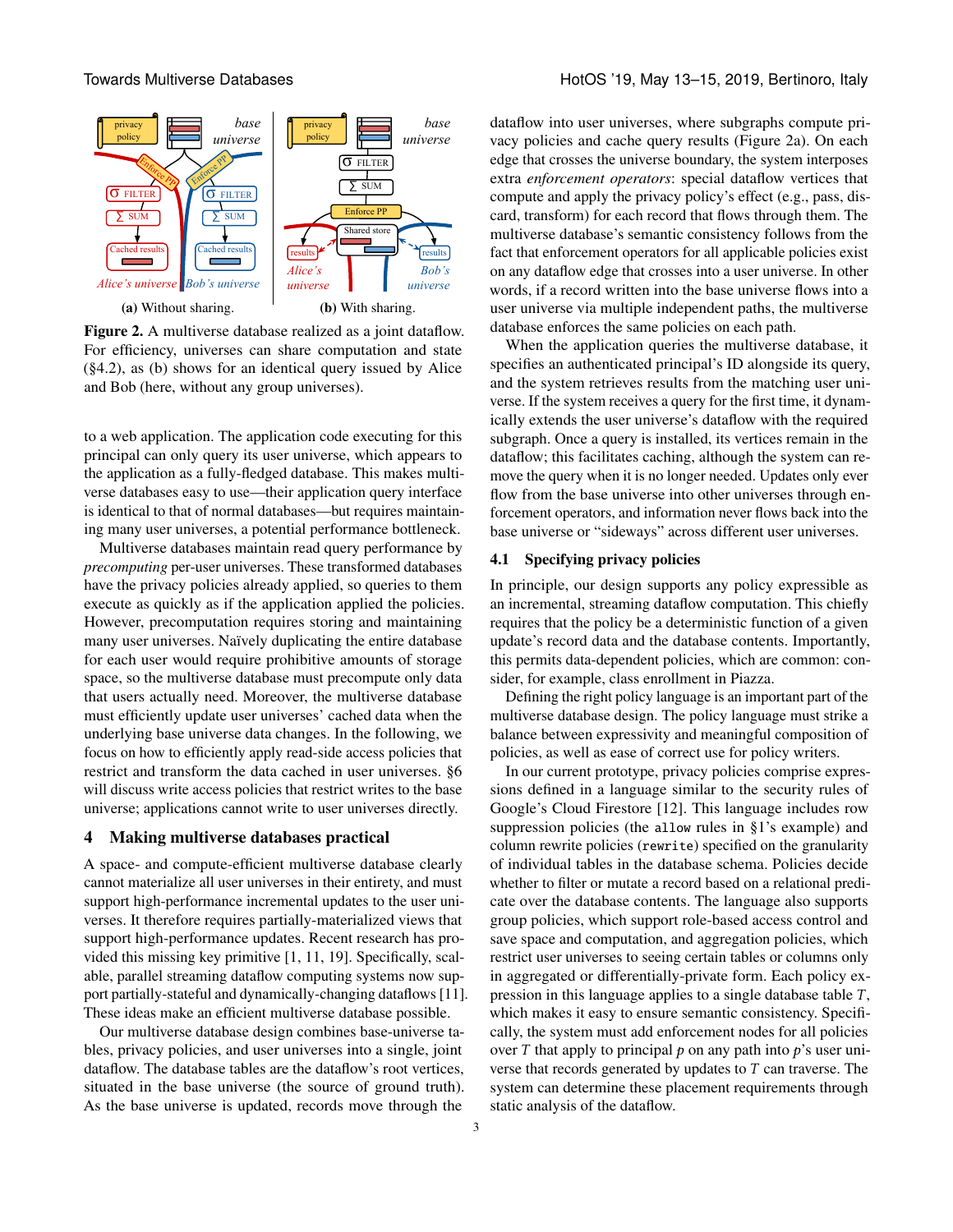(a) Without sharing. (b) With sharing.

**Figure 2.** A multiverse database realized as a joint dataflow. For efficiency, universes can share computation and state (§4.2), as (b) shows for an identical query issued by Alice and Bob (here, without any group universes).

to a web application. The application code executing for this principal can only query its user universe, which appears to the application as a fully-fledged database. This makes multiverse databases easy to use—their application query interface is identical to that of normal databases—but requires maintaining many user universes, a potential performance bottleneck.

Multiverse databases maintain read query performance by *precomputing* per-user universes. These transformed databases have the privacy policies already applied, so queries to them execute as quickly as if the application applied the policies. However, precomputation requires storing and maintaining many user universes. Naïvely duplicating the entire database for each user would require prohibitive amounts of storage space, so the multiverse database must precompute only data that users actually need. Moreover, the multiverse database must efficiently update user universes' cached data when the underlying base universe data changes. In the following, we focus on how to efficiently apply read-side access policies that restrict and transform the data cached in user universes. §6 will discuss write access policies that restrict writes to the base universe; applications cannot write to user universes directly.

## 4 Making multiverse databases practical

A space- and compute-efficient multiverse database clearly cannot materialize all user universes in their entirety, and must support high-performance incremental updates to the user universes. It therefore requires partially-materialized views that support high-performance updates. Recent research has provided this missing key primitive [1, 11, 19]. Specifically, scalable, parallel streaming dataflow computing systems now support partially-stateful and dynamically-changing dataflows [11]. These ideas make an efficient multiverse database possible.

Our multiverse database design combines base-universe tables, privacy policies, and user universes into a single, joint dataflow. The database tables are the dataflow's root vertices, situated in the base universe (the source of ground truth). As the base universe is updated, records move through the dataflow into user universes, where subgraphs compute privacy policies and cache query results (Figure 2a). On each edge that crosses the universe boundary, the system interposes extra *enforcement operators*: special dataflow vertices that compute and apply the privacy policy's effect (e.g., pass, discard, transform) for each record that flows through them. The multiverse database's semantic consistency follows from the fact that enforcement operators for all applicable policies exist on any dataflow edge that crosses into a user universe. In other words, if a record written into the base universe flows into a user universe via multiple independent paths, the multiverse database enforces the same policies on each path.

When the application queries the multiverse database, it specifies an authenticated principal's ID alongside its query, and the system retrieves results from the matching user universe. If the system receives a query for the first time, it dynamically extends the user universe's dataflow with the required subgraph. Once a query is installed, its vertices remain in the dataflow; this facilitates caching, although the system can remove the query when it is no longer needed. Updates only ever flow from the base universe into other universes through enforcement operators, and information never flows back into the base universe or "sideways" across different user universes.

### 4.1 Specifying privacy policies

In principle, our design supports any policy expressible as an incremental, streaming dataflow computation. This chiefly requires that the policy be a deterministic function of a given update's record data and the database contents. Importantly, this permits data-dependent policies, which are common: consider, for example, class enrollment in Piazza.

Defining the right policy language is an important part of the multiverse database design. The policy language must strike a balance between expressivity and meaningful composition of policies, as well as ease of correct use for policy writers.

In our current prototype, privacy policies comprise expressions defined in a language similar to the security rules of Google's Cloud Firestore [12]. This language includes row suppression policies (the `allow` rules in §1's example) and column rewrite policies (`rewrite`) specified on the granularity of individual tables in the database schema. Policies decide whether to filter or mutate a record based on a relational predicate over the database contents. The language also supports group policies, which support role-based access control and save space and computation, and aggregation policies, which restrict user universes to seeing certain tables or columns only in aggregated or differentially-private form. Each policy expression in this language applies to a single database table $T$, which makes it easy to ensure semantic consistency. Specifically, the system must add enforcement nodes for all policies over $T$ that apply to principal $p$ on any path into $p$'s user universe that records generated by updates to $T$ can traverse. The system can determine these placement requirements through static analysis of the dataflow.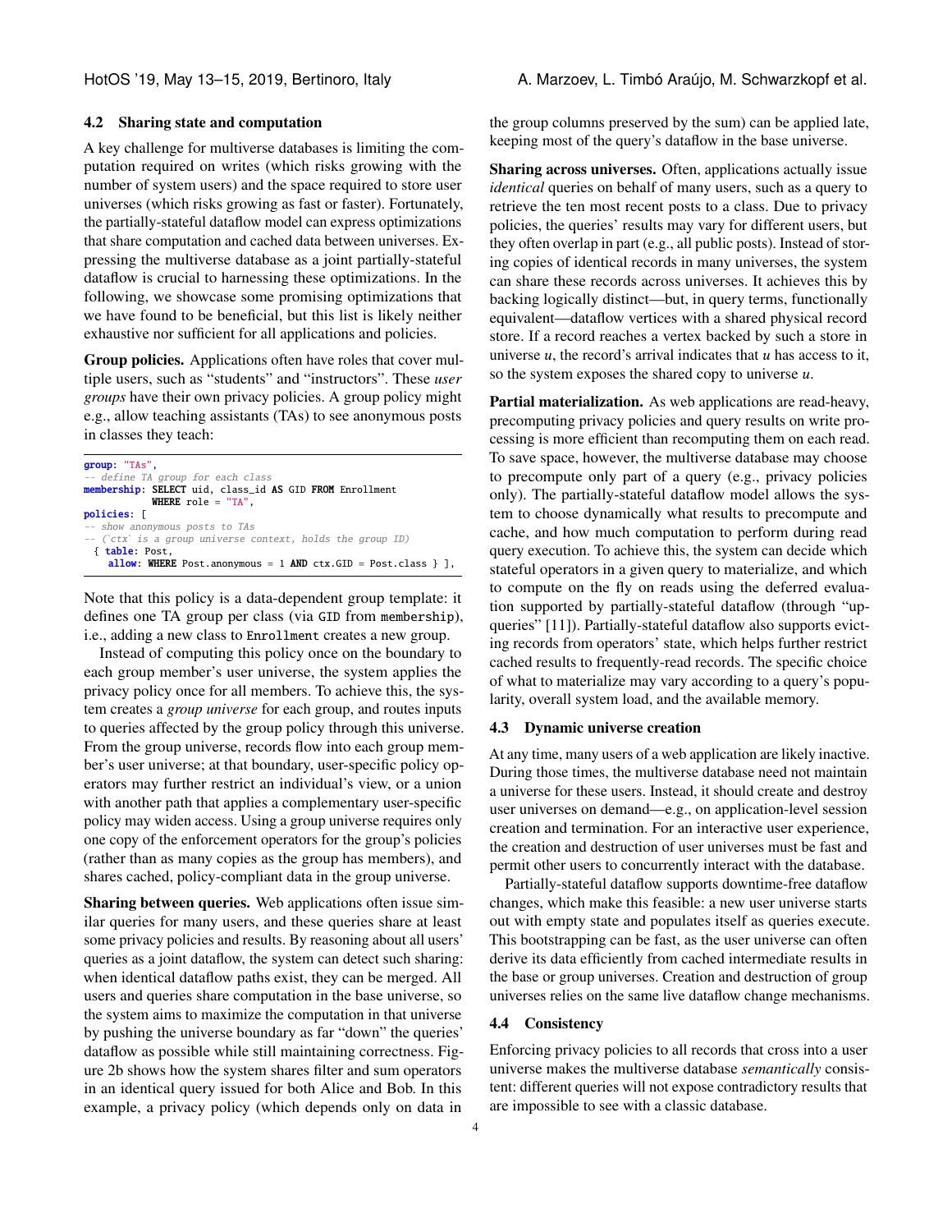### 4.2 Sharing state and computation

A key challenge for multiverse databases is limiting the computation required on writes (which risks growing with the number of system users) and the space required to store user universes (which risks growing as fast or faster). Fortunately, the partially-stateful dataflow model can express optimizations that share computation and cached data between universes. Expressing the multiverse database as a joint partially-stateful dataflow is crucial to harnessing these optimizations. In the following, we showcase some promising optimizations that we have found to be beneficial, but this list is likely neither exhaustive nor sufficient for all applications and policies.

**Group policies.** Applications often have roles that cover multiple users, such as "students" and "instructors". These *user groups* have their own privacy policies. A group policy might e.g., allow teaching assistants (TAs) to see anonymous posts in classes they teach:

```
group: "TAs",
-- define TA group for each class
membership: SELECT uid, class_id AS GID FROM Enrollment
            WHERE role = "TA",
policies: [
-- show anonymous posts to TAs
-- (`ctx` is a group universe context, holds the group ID)
  { table: Post,
    allow: WHERE Post.anonymous = 1 AND ctx.GID = Post.class } ],
```

Note that this policy is a data-dependent group template: it defines one TA group per class (via `GID` from `membership`), i.e., adding a new class to `Enrollment` creates a new group.

Instead of computing this policy once on the boundary to each group member's user universe, the system applies the privacy policy once for all members. To achieve this, the system creates a *group universe* for each group, and routes inputs to queries affected by the group policy through this universe. From the group universe, records flow into each group member's user universe; at that boundary, user-specific policy operators may further restrict an individual's view, or a union with another path that applies a complementary user-specific policy may widen access. Using a group universe requires only one copy of the enforcement operators for the group's policies (rather than as many copies as the group has members), and shares cached, policy-compliant data in the group universe.

**Sharing between queries.** Web applications often issue similar queries for many users, and these queries share at least some privacy policies and results. By reasoning about all users' queries as a joint dataflow, the system can detect such sharing: when identical dataflow paths exist, they can be merged. All users and queries share computation in the base universe, so the system aims to maximize the computation in that universe by pushing the universe boundary as far "down" the queries' dataflow as possible while still maintaining correctness. Figure 2b shows how the system shares filter and sum operators in an identical query issued for both Alice and Bob. In this example, a privacy policy (which depends only on data in the group columns preserved by the sum) can be applied late, keeping most of the query's dataflow in the base universe.

**Sharing across universes.** Often, applications actually issue *identical* queries on behalf of many users, such as a query to retrieve the ten most recent posts to a class. Due to privacy policies, the queries' results may vary for different users, but they often overlap in part (e.g., all public posts). Instead of storing copies of identical records in many universes, the system can share these records across universes. It achieves this by backing logically distinct—but, in query terms, functionally equivalent—dataflow vertices with a shared physical record store. If a record reaches a vertex backed by such a store in universe $u$, the record's arrival indicates that $u$ has access to it, so the system exposes the shared copy to universe $u$.

**Partial materialization.** As web applications are read-heavy, precomputing privacy policies and query results on write processing is more efficient than recomputing them on each read. To save space, however, the multiverse database may choose to precompute only part of a query (e.g., privacy policies only). The partially-stateful dataflow model allows the system to choose dynamically what results to precompute and cache, and how much computation to perform during read query execution. To achieve this, the system can decide which stateful operators in a given query to materialize, and which to compute on the fly on reads using the deferred evaluation supported by partially-stateful dataflow (through "upqueries" [11]). Partially-stateful dataflow also supports evicting records from operators' state, which helps further restrict cached results to frequently-read records. The specific choice of what to materialize may vary according to a query's popularity, overall system load, and the available memory.

### 4.3 Dynamic universe creation

At any time, many users of a web application are likely inactive. During those times, the multiverse database need not maintain a universe for these users. Instead, it should create and destroy user universes on demand—e.g., on application-level session creation and termination. For an interactive user experience, the creation and destruction of user universes must be fast and permit other users to concurrently interact with the database.

Partially-stateful dataflow supports downtime-free dataflow changes, which make this feasible: a new user universe starts out with empty state and populates itself as queries execute. This bootstrapping can be fast, as the user universe can often derive its data efficiently from cached intermediate results in the base or group universes. Creation and destruction of group universes relies on the same live dataflow change mechanisms.

### 4.4 Consistency

Enforcing privacy policies to all records that cross into a user universe makes the multiverse database *semantically* consistent: different queries will not expose contradictory results that are impossible to see with a classic database.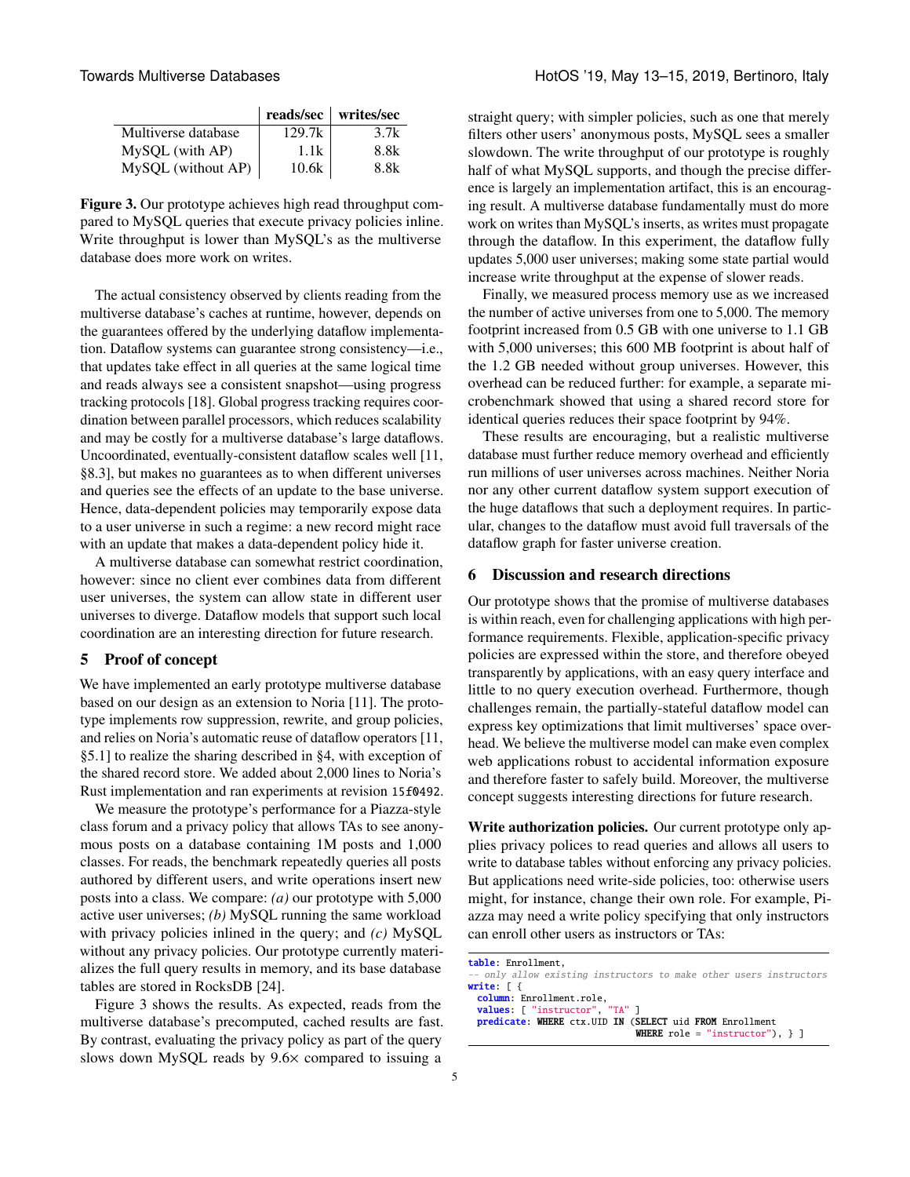| | reads/sec | writes/sec |
|---|---|---|
| Multiverse database | 129.7k | 3.7k |
| MySQL (with AP) | 1.1k | 8.8k |
| MySQL (without AP) | 10.6k | 8.8k |

**Figure 3.** Our prototype achieves high read throughput compared to MySQL queries that execute privacy policies inline. Write throughput is lower than MySQL's as the multiverse database does more work on writes.

The actual consistency observed by clients reading from the multiverse database's caches at runtime, however, depends on the guarantees offered by the underlying dataflow implementation. Dataflow systems can guarantee strong consistency—i.e., that updates take effect in all queries at the same logical time and reads always see a consistent snapshot—using progress tracking protocols [18]. Global progress tracking requires coordination between parallel processors, which reduces scalability and may be costly for a multiverse database's large dataflows. Uncoordinated, eventually-consistent dataflow scales well [11, §8.3], but makes no guarantees as to when different universes and queries see the effects of an update to the base universe. Hence, data-dependent policies may temporarily expose data to a user universe in such a regime: a new record might race with an update that makes a data-dependent policy hide it.

A multiverse database can somewhat restrict coordination, however: since no client ever combines data from different user universes, the system can allow state in different user universes to diverge. Dataflow models that support such local coordination are an interesting direction for future research.

## 5 Proof of concept

We have implemented an early prototype multiverse database based on our design as an extension to Noria [11]. The prototype implements row suppression, rewrite, and group policies, and relies on Noria's automatic reuse of dataflow operators [11, §5.1] to realize the sharing described in §4, with exception of the shared record store. We added about 2,000 lines to Noria's Rust implementation and ran experiments at revision `15f0492`.

We measure the prototype's performance for a Piazza-style class forum and a privacy policy that allows TAs to see anonymous posts on a database containing 1M posts and 1,000 classes. For reads, the benchmark repeatedly queries all posts authored by different users, and write operations insert new posts into a class. We compare: *(a)* our prototype with 5,000 active user universes; *(b)* MySQL running the same workload with privacy policies inlined in the query; and *(c)* MySQL without any privacy policies. Our prototype currently materializes the full query results in memory, and its base database tables are stored in RocksDB [24].

Figure 3 shows the results. As expected, reads from the multiverse database's precomputed, cached results are fast. By contrast, evaluating the privacy policy as part of the query slows down MySQL reads by 9.6× compared to issuing a straight query; with simpler policies, such as one that merely filters other users' anonymous posts, MySQL sees a smaller slowdown. The write throughput of our prototype is roughly half of what MySQL supports, and though the precise difference is largely an implementation artifact, this is an encouraging result. A multiverse database fundamentally must do more work on writes than MySQL's inserts, as writes must propagate through the dataflow. In this experiment, the dataflow fully updates 5,000 user universes; making some state partial would increase write throughput at the expense of slower reads.

Finally, we measured process memory use as we increased the number of active universes from one to 5,000. The memory footprint increased from 0.5 GB with one universe to 1.1 GB with 5,000 universes; this 600 MB footprint is about half of the 1.2 GB needed without group universes. However, this overhead can be reduced further: for example, a separate microbenchmark showed that using a shared record store for identical queries reduces their space footprint by 94%.

These results are encouraging, but a realistic multiverse database must further reduce memory overhead and efficiently run millions of user universes across machines. Neither Noria nor any other current dataflow system support execution of the huge dataflows that such a deployment requires. In particular, changes to the dataflow must avoid full traversals of the dataflow graph for faster universe creation.

## 6 Discussion and research directions

Our prototype shows that the promise of multiverse databases is within reach, even for challenging applications with high performance requirements. Flexible, application-specific privacy policies are expressed within the store, and therefore obeyed transparently by applications, with an easy query interface and little to no query execution overhead. Furthermore, though challenges remain, the partially-stateful dataflow model can express key optimizations that limit multiverses' space overhead. We believe the multiverse model can make even complex web applications robust to accidental information exposure and therefore faster to safely build. Moreover, the multiverse concept suggests interesting directions for future research.

**Write authorization policies.** Our current prototype only applies privacy polices to read queries and allows all users to write to database tables without enforcing any privacy policies. But applications need write-side policies, too: otherwise users might, for instance, change their own role. For example, Piazza may need a write policy specifying that only instructors can enroll other users as instructors or TAs:

```
table: Enrollment,
-- only allow existing instructors to make other users instructors
write: [ {
  column: Enrollment.role,
  values: [ "instructor", "TA" ]
  predicate: WHERE ctx.UID IN (SELECT uid FROM Enrollment
                               WHERE role = "instructor"), } ]
```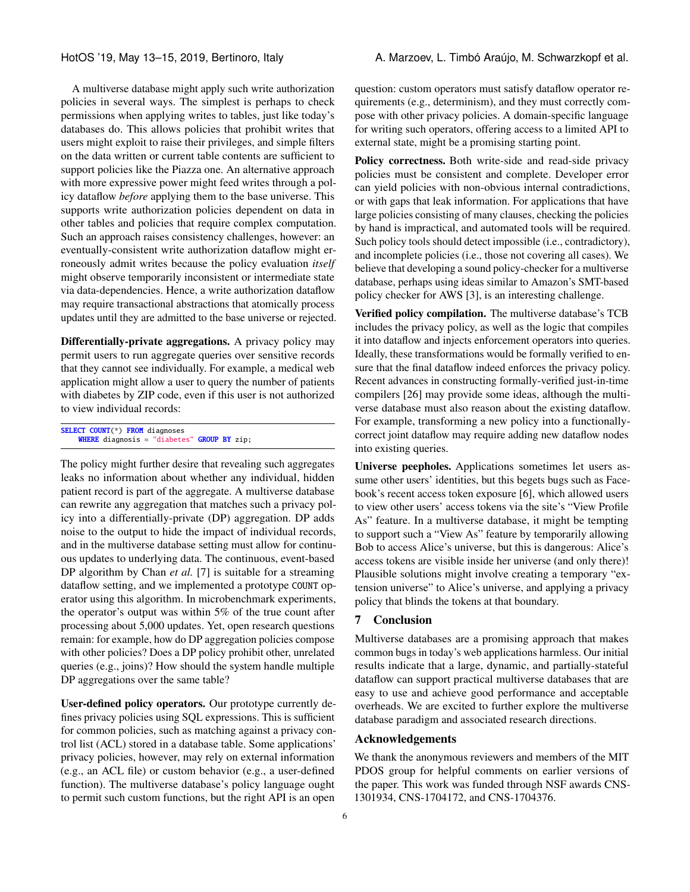A multiverse database might apply such write authorization policies in several ways. The simplest is perhaps to check permissions when applying writes to tables, just like today's databases do. This allows policies that prohibit writes that users might exploit to raise their privileges, and simple filters on the data written or current table contents are sufficient to support policies like the Piazza one. An alternative approach with more expressive power might feed writes through a policy dataflow *before* applying them to the base universe. This supports write authorization policies dependent on data in other tables and policies that require complex computation. Such an approach raises consistency challenges, however: an eventually-consistent write authorization dataflow might erroneously admit writes because the policy evaluation *itself* might observe temporarily inconsistent or intermediate state via data-dependencies. Hence, a write authorization dataflow may require transactional abstractions that atomically process updates until they are admitted to the base universe or rejected.

**Differentially-private aggregations.** A privacy policy may permit users to run aggregate queries over sensitive records that they cannot see individually. For example, a medical web application might allow a user to query the number of patients with diabetes by ZIP code, even if this user is not authorized to view individual records:

```
SELECT COUNT(*) FROM diagnoses
    WHERE diagnosis = "diabetes" GROUP BY zip;
```

The policy might further desire that revealing such aggregates leaks no information about whether any individual, hidden patient record is part of the aggregate. A multiverse database can rewrite any aggregation that matches such a privacy policy into a differentially-private (DP) aggregation. DP adds noise to the output to hide the impact of individual records, and in the multiverse database setting must allow for continuous updates to underlying data. The continuous, event-based DP algorithm by Chan *et al.* [7] is suitable for a streaming dataflow setting, and we implemented a prototype `COUNT` operator using this algorithm. In microbenchmark experiments, the operator's output was within 5% of the true count after processing about 5,000 updates. Yet, open research questions remain: for example, how do DP aggregation policies compose with other policies? Does a DP policy prohibit other, unrelated queries (e.g., joins)? How should the system handle multiple DP aggregations over the same table?

**User-defined policy operators.** Our prototype currently defines privacy policies using SQL expressions. This is sufficient for common policies, such as matching against a privacy control list (ACL) stored in a database table. Some applications' privacy policies, however, may rely on external information (e.g., an ACL file) or custom behavior (e.g., a user-defined function). The multiverse database's policy language ought to permit such custom functions, but the right API is an open question: custom operators must satisfy dataflow operator requirements (e.g., determinism), and they must correctly compose with other privacy policies. A domain-specific language for writing such operators, offering access to a limited API to external state, might be a promising starting point.

**Policy correctness.** Both write-side and read-side privacy policies must be consistent and complete. Developer error can yield policies with non-obvious internal contradictions, or with gaps that leak information. For applications that have large policies consisting of many clauses, checking the policies by hand is impractical, and automated tools will be required. Such policy tools should detect impossible (i.e., contradictory), and incomplete policies (i.e., those not covering all cases). We believe that developing a sound policy-checker for a multiverse database, perhaps using ideas similar to Amazon's SMT-based policy checker for AWS [3], is an interesting challenge.

**Verified policy compilation.** The multiverse database's TCB includes the privacy policy, as well as the logic that compiles it into dataflow and injects enforcement operators into queries. Ideally, these transformations would be formally verified to ensure that the final dataflow indeed enforces the privacy policy. Recent advances in constructing formally-verified just-in-time compilers [26] may provide some ideas, although the multiverse database must also reason about the existing dataflow. For example, transforming a new policy into a functionally-correct joint dataflow may require adding new dataflow nodes into existing queries.

**Universe peepholes.** Applications sometimes let users assume other users' identities, but this begets bugs such as Facebook's recent access token exposure [6], which allowed users to view other users' access tokens via the site's "View Profile As" feature. In a multiverse database, it might be tempting to support such a "View As" feature by temporarily allowing Bob to access Alice's universe, but this is dangerous: Alice's access tokens are visible inside her universe (and only there)! Plausible solutions might involve creating a temporary "extension universe" to Alice's universe, and applying a privacy policy that blinds the tokens at that boundary.

## 7 Conclusion

Multiverse databases are a promising approach that makes common bugs in today's web applications harmless. Our initial results indicate that a large, dynamic, and partially-stateful dataflow can support practical multiverse databases that are easy to use and achieve good performance and acceptable overheads. We are excited to further explore the multiverse database paradigm and associated research directions.

## Acknowledgements

We thank the anonymous reviewers and members of the MIT PDOS group for helpful comments on earlier versions of the paper. This work was funded through NSF awards CNS-1301934, CNS-1704172, and CNS-1704376.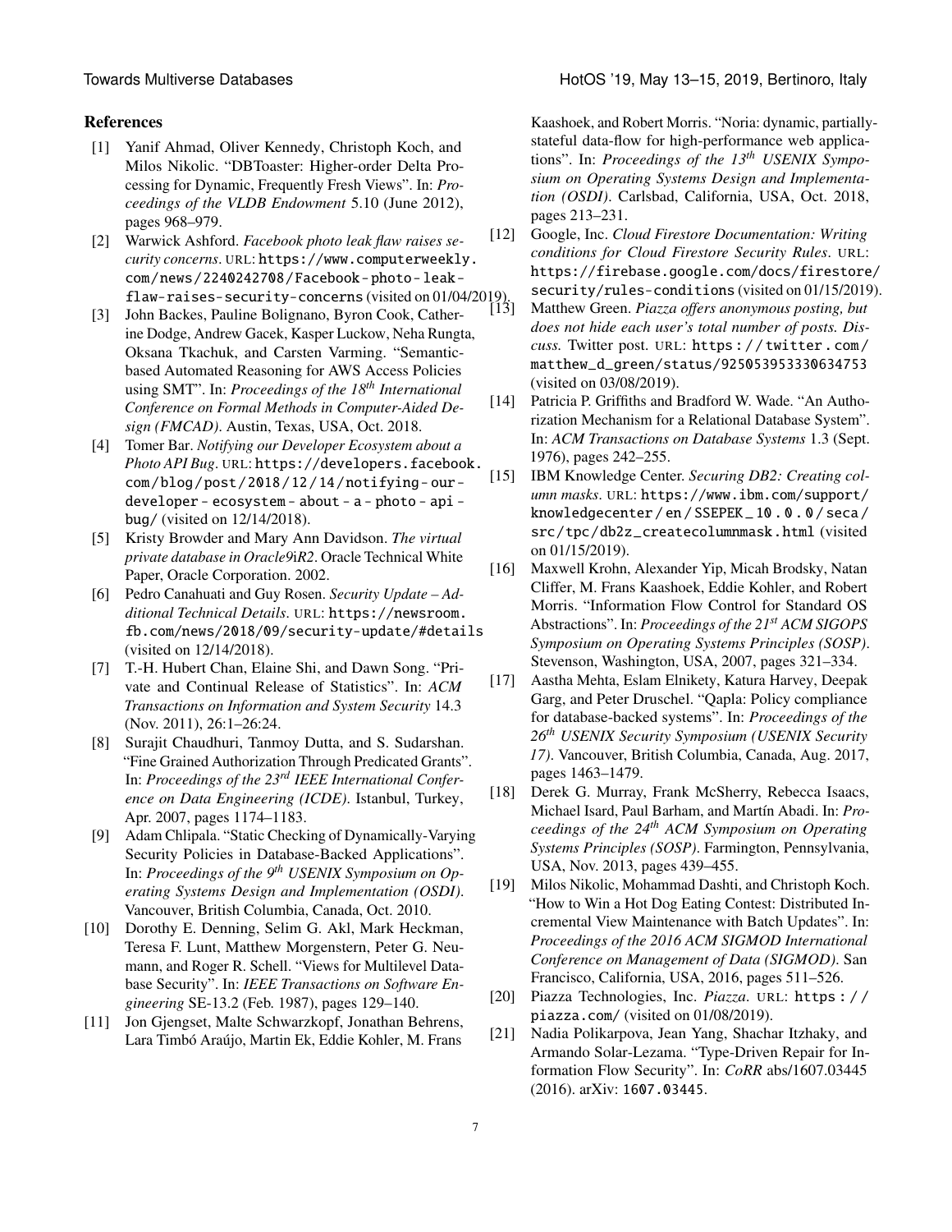## References

[1] Yanif Ahmad, Oliver Kennedy, Christoph Koch, and Milos Nikolic. "DBToaster: Higher-order Delta Processing for Dynamic, Frequently Fresh Views". In: *Proceedings of the VLDB Endowment* 5.10 (June 2012), pages 968–979.

[2] Warwick Ashford. *Facebook photo leak flaw raises security concerns*. URL: https://www.computerweekly.com/news/2240242708/Facebook-photo-leak-flaw-raises-security-concerns (visited on 01/04/2019).

[3] John Backes, Pauline Bolignano, Byron Cook, Catherine Dodge, Andrew Gacek, Kasper Luckow, Neha Rungta, Oksana Tkachuk, and Carsten Varming. "Semantic-based Automated Reasoning for AWS Access Policies using SMT". In: *Proceedings of the 18th International Conference on Formal Methods in Computer-Aided Design (FMCAD)*. Austin, Texas, USA, Oct. 2018.

[4] Tomer Bar. *Notifying our Developer Ecosystem about a Photo API Bug*. URL: https://developers.facebook.com/blog/post/2018/12/14/notifying-our-developer-ecosystem-about-a-photo-api-bug/ (visited on 12/14/2018).

[5] Kristy Browder and Mary Ann Davidson. *The virtual private database in Oracle9iR2*. Oracle Technical White Paper, Oracle Corporation. 2002.

[6] Pedro Canahuati and Guy Rosen. *Security Update – Additional Technical Details*. URL: https://newsroom.fb.com/news/2018/09/security-update/#details (visited on 12/14/2018).

[7] T.-H. Hubert Chan, Elaine Shi, and Dawn Song. "Private and Continual Release of Statistics". In: *ACM Transactions on Information and System Security* 14.3 (Nov. 2011), 26:1–26:24.

[8] Surajit Chaudhuri, Tanmoy Dutta, and S. Sudarshan. "Fine Grained Authorization Through Predicated Grants". In: *Proceedings of the 23rd IEEE International Conference on Data Engineering (ICDE)*. Istanbul, Turkey, Apr. 2007, pages 1174–1183.

[9] Adam Chlipala. "Static Checking of Dynamically-Varying Security Policies in Database-Backed Applications". In: *Proceedings of the 9th USENIX Symposium on Operating Systems Design and Implementation (OSDI)*. Vancouver, British Columbia, Canada, Oct. 2010.

[10] Dorothy E. Denning, Selim G. Akl, Mark Heckman, Teresa F. Lunt, Matthew Morgenstern, Peter G. Neumann, and Roger R. Schell. "Views for Multilevel Database Security". In: *IEEE Transactions on Software Engineering* SE-13.2 (Feb. 1987), pages 129–140.

[11] Jon Gjengset, Malte Schwarzkopf, Jonathan Behrens, Lara Timbó Araújo, Martin Ek, Eddie Kohler, M. Frans Kaashoek, and Robert Morris. "Noria: dynamic, partially-stateful data-flow for high-performance web applications". In: *Proceedings of the 13th USENIX Symposium on Operating Systems Design and Implementation (OSDI)*. Carlsbad, California, USA, Oct. 2018, pages 213–231.

[12] Google, Inc. *Cloud Firestore Documentation: Writing conditions for Cloud Firestore Security Rules*. URL: https://firebase.google.com/docs/firestore/security/rules-conditions (visited on 01/15/2019).

[13] Matthew Green. *Piazza offers anonymous posting, but does not hide each user's total number of posts. Discuss.* Twitter post. URL: https://twitter.com/matthew_d_green/status/925053953330634753 (visited on 03/08/2019).

[14] Patricia P. Griffiths and Bradford W. Wade. "An Authorization Mechanism for a Relational Database System". In: *ACM Transactions on Database Systems* 1.3 (Sept. 1976), pages 242–255.

[15] IBM Knowledge Center. *Securing DB2: Creating column masks*. URL: https://www.ibm.com/support/knowledgecenter/en/SSEPEK_10.0.0/seca/src/tpc/db2z_createcolumnmask.html (visited on 01/15/2019).

[16] Maxwell Krohn, Alexander Yip, Micah Brodsky, Natan Cliffer, M. Frans Kaashoek, Eddie Kohler, and Robert Morris. "Information Flow Control for Standard OS Abstractions". In: *Proceedings of the 21st ACM SIGOPS Symposium on Operating Systems Principles (SOSP)*. Stevenson, Washington, USA, 2007, pages 321–334.

[17] Aastha Mehta, Eslam Elnikety, Katura Harvey, Deepak Garg, and Peter Druschel. "Qapla: Policy compliance for database-backed systems". In: *Proceedings of the 26th USENIX Security Symposium (USENIX Security 17)*. Vancouver, British Columbia, Canada, Aug. 2017, pages 1463–1479.

[18] Derek G. Murray, Frank McSherry, Rebecca Isaacs, Michael Isard, Paul Barham, and Martín Abadi. In: *Proceedings of the 24th ACM Symposium on Operating Systems Principles (SOSP)*. Farmington, Pennsylvania, USA, Nov. 2013, pages 439–455.

[19] Milos Nikolic, Mohammad Dashti, and Christoph Koch. "How to Win a Hot Dog Eating Contest: Distributed Incremental View Maintenance with Batch Updates". In: *Proceedings of the 2016 ACM SIGMOD International Conference on Management of Data (SIGMOD)*. San Francisco, California, USA, 2016, pages 511–526.

[20] Piazza Technologies, Inc. *Piazza*. URL: https://piazza.com/ (visited on 01/08/2019).

[21] Nadia Polikarpova, Jean Yang, Shachar Itzhaky, and Armando Solar-Lezama. "Type-Driven Repair for Information Flow Security". In: *CoRR* abs/1607.03445 (2016). arXiv: 1607.03445.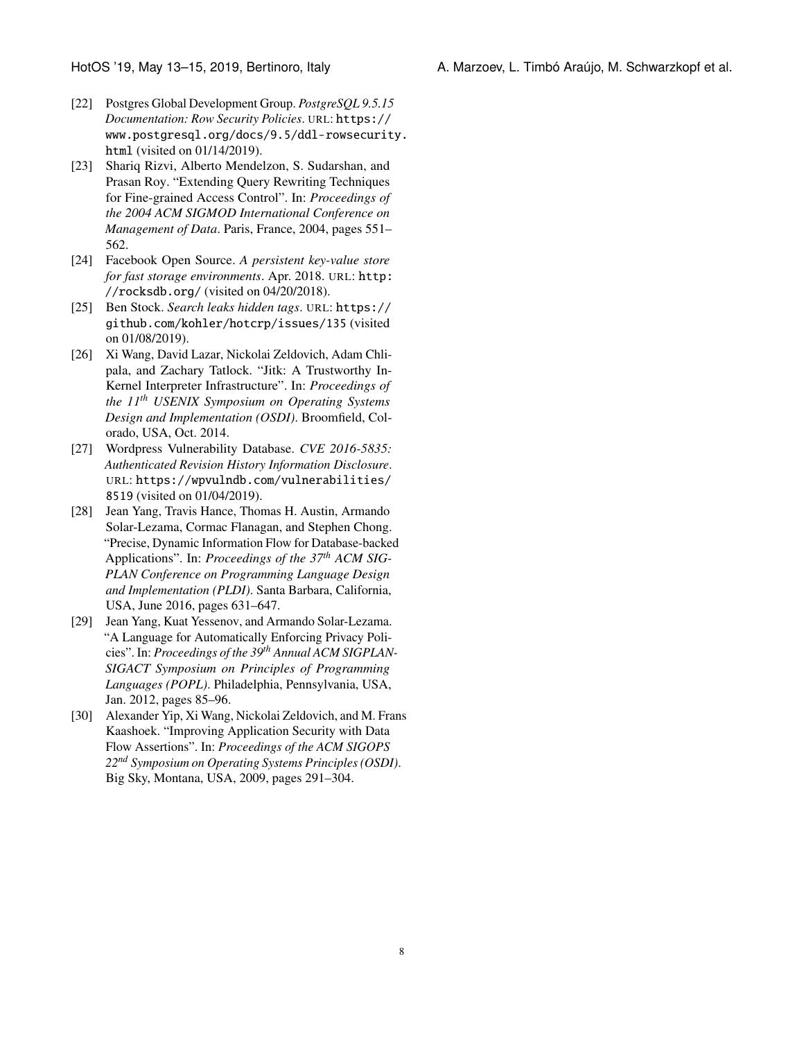[22] Postgres Global Development Group. *PostgreSQL 9.5.15 Documentation: Row Security Policies*. URL: https://www.postgresql.org/docs/9.5/ddl-rowsecurity.html (visited on 01/14/2019).

[23] Shariq Rizvi, Alberto Mendelzon, S. Sudarshan, and Prasan Roy. "Extending Query Rewriting Techniques for Fine-grained Access Control". In: *Proceedings of the 2004 ACM SIGMOD International Conference on Management of Data*. Paris, France, 2004, pages 551–562.

[24] Facebook Open Source. *A persistent key-value store for fast storage environments*. Apr. 2018. URL: http://rocksdb.org/ (visited on 04/20/2018).

[25] Ben Stock. *Search leaks hidden tags*. URL: https://github.com/kohler/hotcrp/issues/135 (visited on 01/08/2019).

[26] Xi Wang, David Lazar, Nickolai Zeldovich, Adam Chlipala, and Zachary Tatlock. "Jitk: A Trustworthy In-Kernel Interpreter Infrastructure". In: *Proceedings of the 11th USENIX Symposium on Operating Systems Design and Implementation (OSDI)*. Broomfield, Colorado, USA, Oct. 2014.

[27] Wordpress Vulnerability Database. *CVE 2016-5835: Authenticated Revision History Information Disclosure*. URL: https://wpvulndb.com/vulnerabilities/8519 (visited on 01/04/2019).

[28] Jean Yang, Travis Hance, Thomas H. Austin, Armando Solar-Lezama, Cormac Flanagan, and Stephen Chong. "Precise, Dynamic Information Flow for Database-backed Applications". In: *Proceedings of the 37th ACM SIGPLAN Conference on Programming Language Design and Implementation (PLDI)*. Santa Barbara, California, USA, June 2016, pages 631–647.

[29] Jean Yang, Kuat Yessenov, and Armando Solar-Lezama. "A Language for Automatically Enforcing Privacy Policies". In: *Proceedings of the 39th Annual ACM SIGPLAN-SIGACT Symposium on Principles of Programming Languages (POPL)*. Philadelphia, Pennsylvania, USA, Jan. 2012, pages 85–96.

[30] Alexander Yip, Xi Wang, Nickolai Zeldovich, and M. Frans Kaashoek. "Improving Application Security with Data Flow Assertions". In: *Proceedings of the ACM SIGOPS 22nd Symposium on Operating Systems Principles (OSDI)*. Big Sky, Montana, USA, 2009, pages 291–304.